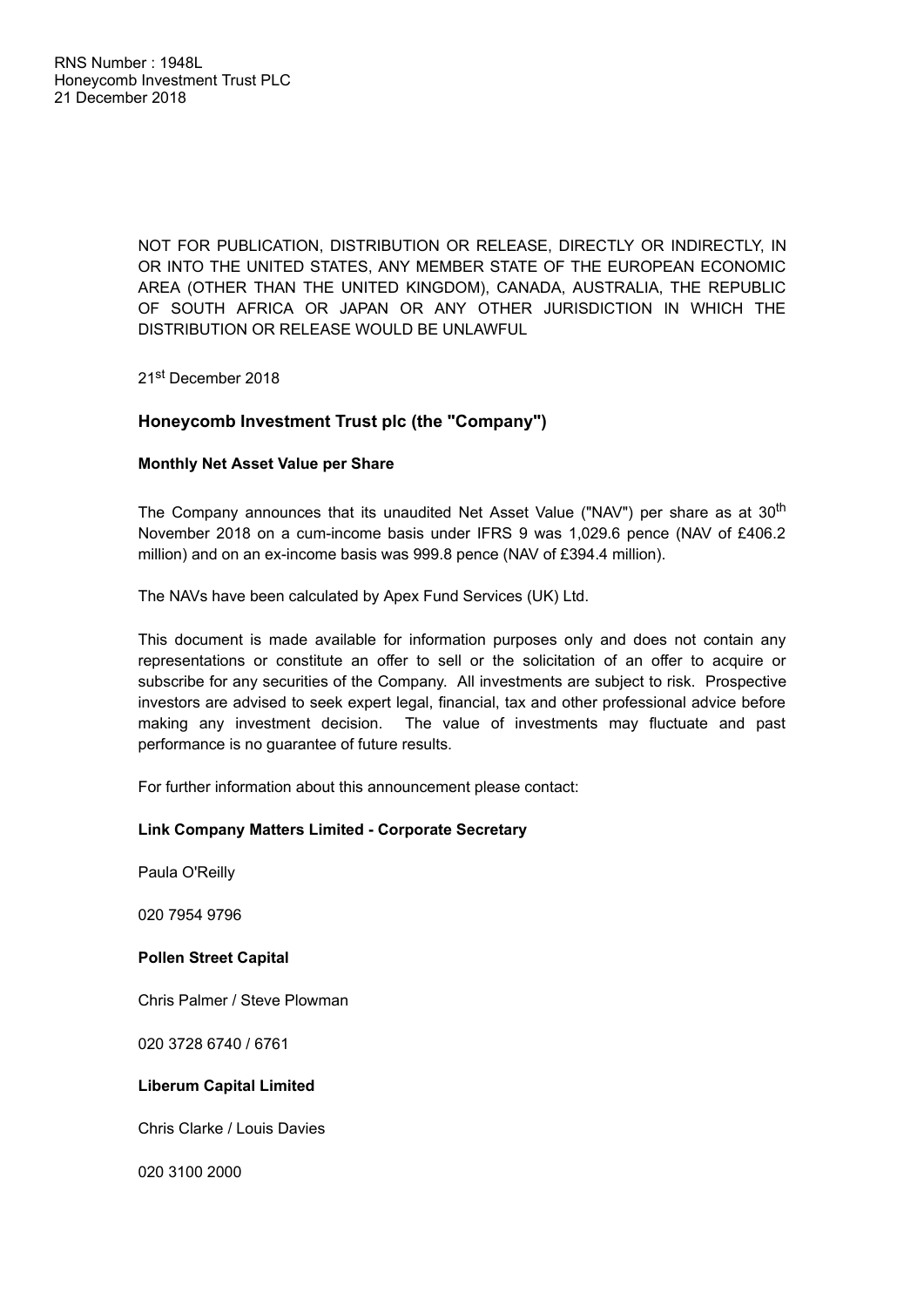RNS Number : 1948L
Honeycomb Investment Trust PLC
21 December 2018

NOT FOR PUBLICATION, DISTRIBUTION OR RELEASE, DIRECTLY OR INDIRECTLY, IN OR INTO THE UNITED STATES, ANY MEMBER STATE OF THE EUROPEAN ECONOMIC AREA (OTHER THAN THE UNITED KINGDOM), CANADA, AUSTRALIA, THE REPUBLIC OF SOUTH AFRICA OR JAPAN OR ANY OTHER JURISDICTION IN WHICH THE DISTRIBUTION OR RELEASE WOULD BE UNLAWFUL

21st December 2018

### Honeycomb Investment Trust plc (the "Company")

**Monthly Net Asset Value per Share**

The Company announces that its unaudited Net Asset Value ("NAV") per share as at 30th November 2018 on a cum-income basis under IFRS 9 was 1,029.6 pence (NAV of £406.2 million) and on an ex-income basis was 999.8 pence (NAV of £394.4 million).

The NAVs have been calculated by Apex Fund Services (UK) Ltd.

This document is made available for information purposes only and does not contain any representations or constitute an offer to sell or the solicitation of an offer to acquire or subscribe for any securities of the Company. All investments are subject to risk. Prospective investors are advised to seek expert legal, financial, tax and other professional advice before making any investment decision. The value of investments may fluctuate and past performance is no guarantee of future results.

For further information about this announcement please contact:

**Link Company Matters Limited - Corporate Secretary**

Paula O'Reilly

020 7954 9796

**Pollen Street Capital**

Chris Palmer / Steve Plowman

020 3728 6740 / 6761

**Liberum Capital Limited**

Chris Clarke / Louis Davies

020 3100 2000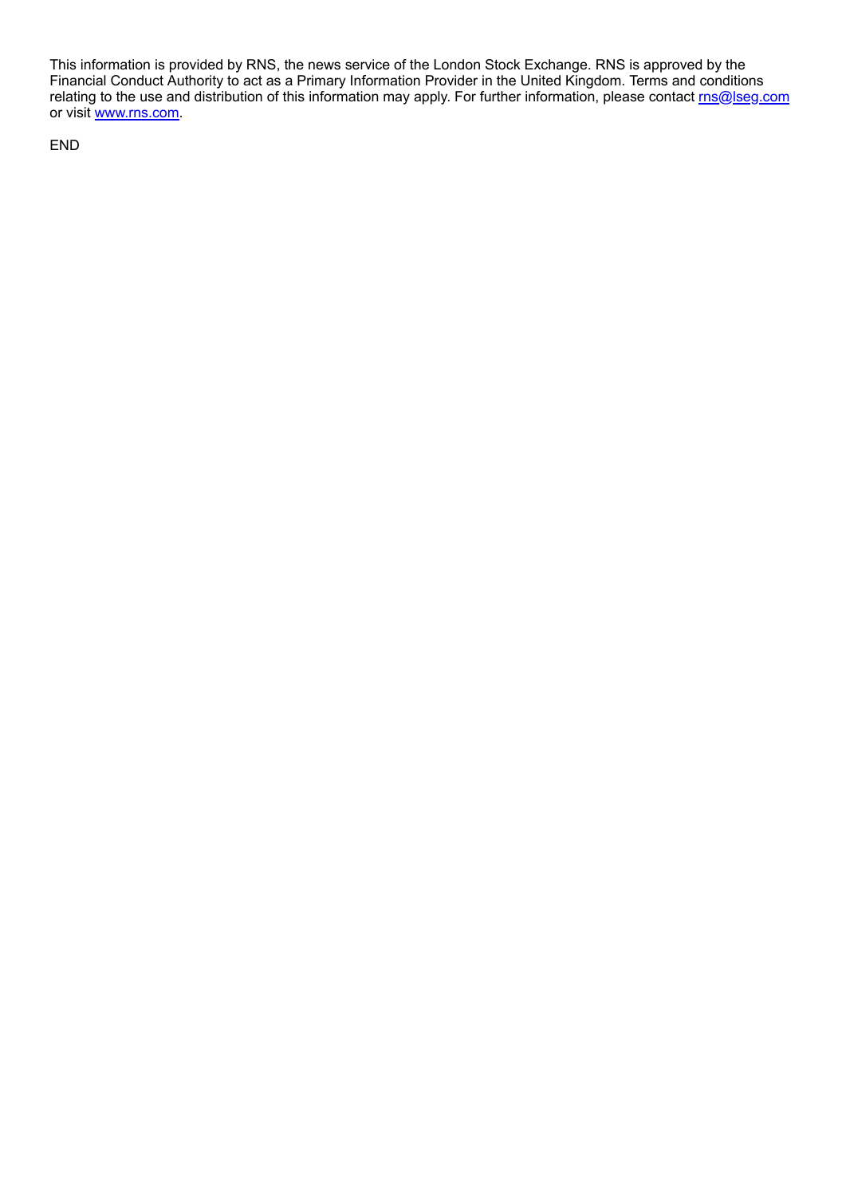This information is provided by RNS, the news service of the London Stock Exchange. RNS is approved by the Financial Conduct Authority to act as a Primary Information Provider in the United Kingdom. Terms and conditions relating to the use and distribution of this information may apply. For further information, please contact rns@lseg.com or visit www.rns.com.

END